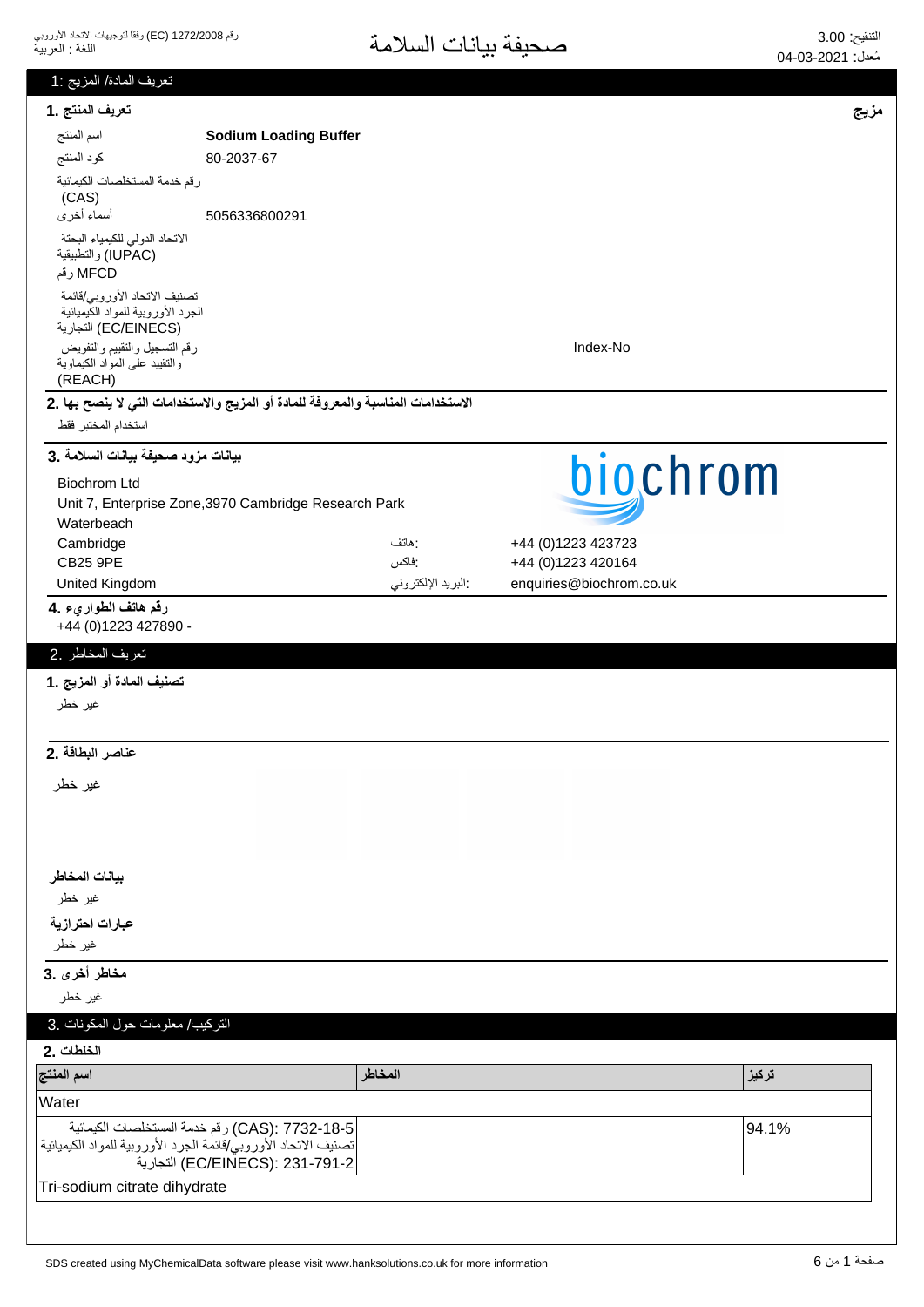رقم 1272/2008 (EC) وفقاً لتوجيهات الاتحاد الأوروبي
اللغة : العربية

# صحيفة بيانات السلامة

التنقيح: 3.00
مُعدل: 04-03-2021

## تعريف المادة/ المزيج :1

**مزيج**

### تعريف المنتج 1.

| | |
|---|---|
| اسم المنتج | **Sodium Loading Buffer** |
| كود المنتج | 80-2037-67 |
| رقم خدمة المستخلصات الكيمائية (CAS) | |
| أسماء أخرى | 5056336800291 |
| الاتحاد الدولي للكيمياء البحتة والتطبيقية (IUPAC) | |
| رقم MFCD | |
| تصنيف الاتحاد الأوروبي/قائمة الجرد الأوروبية للمواد الكيميائية التجارية (EC/EINECS) | |
| رقم التسجيل والتقييم والتفويض والتقييد على المواد الكيماوية (REACH) | Index-No |

### الاستخدامات المناسبة والمعروفة للمادة أو المزيج والاستخدامات التي لا ينصح بها 2.

استخدام المختبر فقط

### بيانات مزود صحيفة بيانات السلامة 3.

biochrom

Biochrom Ltd
Unit 7, Enterprise Zone,3970 Cambridge Research Park
Waterbeach
Cambridge
CB25 9PE
United Kingdom

:هاتف +44 (0)1223 423723
:فاكس +44 (0)1223 420164
:البريد الإلكتروني enquiries@biochrom.co.uk

### رقم هاتف الطوارىء 4.

+44 (0)1223 427890 -

## تعريف المخاطر .2

### تصنيف المادة أو المزيج 1.

غير خطر

### عناصر البطاقة 2.

غير خطر

**بيانات المخاطر**

غير خطر

**عبارات احترازية**

غير خطر

### مخاطر أخرى 3.

غير خطر

## التركيب/ معلومات حول المكونات .3

### الخلطات 2.

| اسم المنتج | المخاطر | تركيز |
|---|---|---|
| Water | | |
| رقم خدمة المستخلصات الكيمائية (CAS): 7732-18-5<br>تصنيف الاتحاد الأوروبي/قائمة الجرد الأوروبية للمواد الكيميائية التجارية (EC/EINECS): 231-791-2 | | 94.1% |
| Tri-sodium citrate dihydrate | | |

SDS created using MyChemicalData software please visit www.hanksolutions.co.uk for more information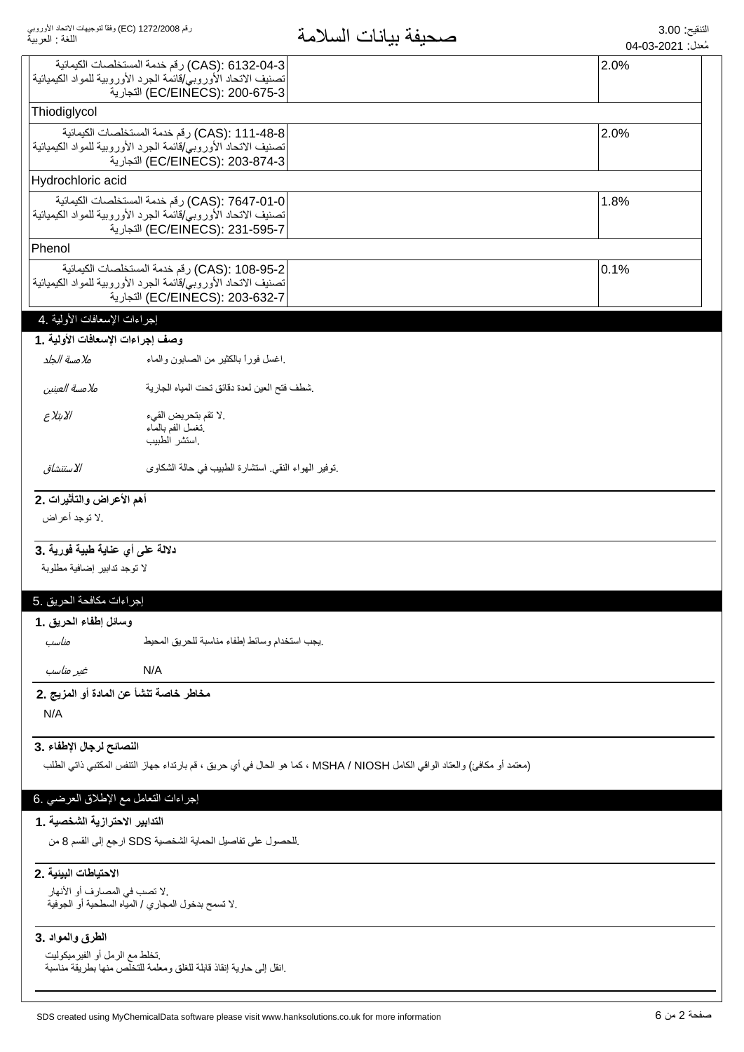| | |
|---|---|
| (CAS): 6132-04-3 رقم خدمة المستخلصات الكيميائية<br>تصنيف الاتحاد الأوروبي/قائمة الجرد الأوروبية للمواد الكيميائية<br>(EC/EINECS): 200-675-3 التجارية | 2.0% |
| Thiodiglycol | |
| (CAS): 111-48-8 رقم خدمة المستخلصات الكيميائية<br>تصنيف الاتحاد الأوروبي/قائمة الجرد الأوروبية للمواد الكيميائية<br>(EC/EINECS): 203-874-3 التجارية | 2.0% |
| Hydrochloric acid | |
| (CAS): 7647-01-0 رقم خدمة المستخلصات الكيميائية<br>تصنيف الاتحاد الأوروبي/قائمة الجرد الأوروبية للمواد الكيميائية<br>(EC/EINECS): 231-595-7 التجارية | 1.8% |
| Phenol | |
| (CAS): 108-95-2 رقم خدمة المستخلصات الكيميائية<br>تصنيف الاتحاد الأوروبي/قائمة الجرد الأوروبية للمواد الكيميائية<br>(EC/EINECS): 203-632-7 التجارية | 0.1% |

## إجراءات الإسعافات الأولية .4

### وصف إجراءات الإسعافات الأولية .1

*ملامسة الجلد* — .اغسل فورا بالكثير من الصابون والماء

*ملامسة العينين* — .شطف فتح العين لعدة دقائق تحت المياه الجارية

*الابتلاع* — .لا تقم بتحريض القيء
.تغسل الفم بالماء
.استشر الطبيب

*الاستنشاق* — .توفير الهواء النقي. استشارة الطبيب في حالة الشكاوى

### أهم الأعراض والتأثيرات .2

.لا توجد أعراض

### دلالة على أي عناية طبية فورية .3

لا توجد تدابير إضافية مطلوبة

## إجراءات مكافحة الحريق .5

### وسائل إطفاء الحريق .1

*مناسب* — .يجب استخدام وسائط إطفاء مناسبة للحريق المحيط

*غير مناسب* — N/A

### مخاطر خاصة تنشأ عن المادة أو المزيج .2

N/A

### النصائح لرجال الإطفاء .3

(معتمد أو مكافئ) والعتاد الواقي الكامل MSHA / NIOSH ، كما هو الحال في أي حريق ، قم بارتداء جهاز التنفس المكتبي ذاتي الطلب

## إجراءات التعامل مع الإطلاق العرضي .6

### التدابير الاحترازية الشخصية .1

.للحصول على تفاصيل الحماية الشخصية SDS ارجع إلى القسم 8 من

### الاحتياطات البيئية .2

.لا تصب في المصارف أو الأنهار
.لا تسمح بدخول المجاري / المياه السطحية أو الجوفية

### الطرق والمواد .3

.تخلط مع الرمل أو الفيرميكوليت
.انقل إلى حاوية إنقاذ قابلة للغلق ومعلمة للتخلص منها بطريقة مناسبة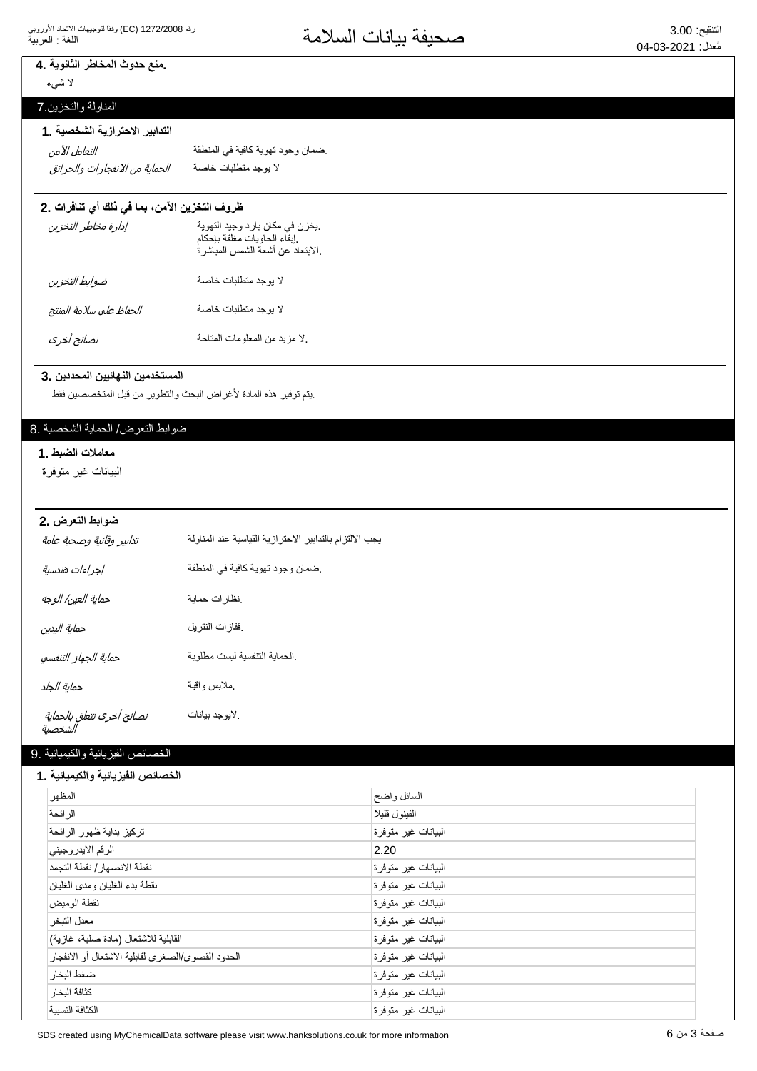### منع حدوث المخاطر الثانوية .4

لا شيء

## المناولة والتخزين.7

### التدابير الاحترازية الشخصية .1

| | |
|---|---|
| *التعامل الآمن* | .ضمان وجود تهوية كافية في المنطقة |
| *الحماية من الانفجارات والحرائق* | لا يوجد متطلبات خاصة |

### ظروف التخزين الآمن، بما في ذلك أي تنافرات .2

| | |
|---|---|
| *إدارة مخاطر التخزين* | .يخزن في مكان بارد وجيد التهوية<br>.إبقاء الحاويات مغلقة بإحكام<br>.الابتعاد عن أشعة الشمس المباشرة |
| *ضوابط التخزين* | لا يوجد متطلبات خاصة |
| *الحفاظ على سلامة المنتج* | لا يوجد متطلبات خاصة |
| *نصائح أخرى* | .لا مزيد من المعلومات المتاحة |

### المستخدمين النهائيين المحددين .3

.يتم توفير هذه المادة لأغراض البحث والتطوير من قبل المتخصصين فقط

## ضوابط التعرض/ الحماية الشخصية .8

### معاملات الضبط .1

البيانات غير متوفرة

### ضوابط التعرض .2

| | |
|---|---|
| *تدابير وقائية وصحية عامة* | يجب الالتزام بالتدابير الاحترازية القياسية عند المناولة |
| *إجراءات هندسية* | .ضمان وجود تهوية كافية في المنطقة |
| *حماية العين/ الوجه* | .نظارات حماية |
| *حماية اليدين* | .قفازات النتريل |
| *حماية الجهاز التنفسي* | .الحماية التنفسية ليست مطلوبة |
| *حماية الجلد* | .ملابس واقية |
| *نصائح أخرى تتعلق بالحماية الشخصية* | .لايوجد بيانات |

## الخصائص الفيزيائية والكيميائية .9

### الخصائص الفيزيائية والكيميائية .1

| | |
|---|---|
| المظهر | السائل واضح |
| الرائحة | الفينول قليلا |
| تركيز بداية ظهور الرائحة | البيانات غير متوفرة |
| الرقم الايدروجيني | 2.20 |
| نقطة الانصهار/ نقطة التجمد | البيانات غير متوفرة |
| نقطة بدء الغليان ومدى الغليان | البيانات غير متوفرة |
| نقطة الوميض | البيانات غير متوفرة |
| معدل التبخر | البيانات غير متوفرة |
| القابلية للاشتعال (مادة صلبة، غازية) | البيانات غير متوفرة |
| الحدود القصوى/الصغرى لقابلية الاشتعال أو الانفجار | البيانات غير متوفرة |
| ضغط البخار | البيانات غير متوفرة |
| كثافة البخار | البيانات غير متوفرة |
| الكثافة النسبية | البيانات غير متوفرة |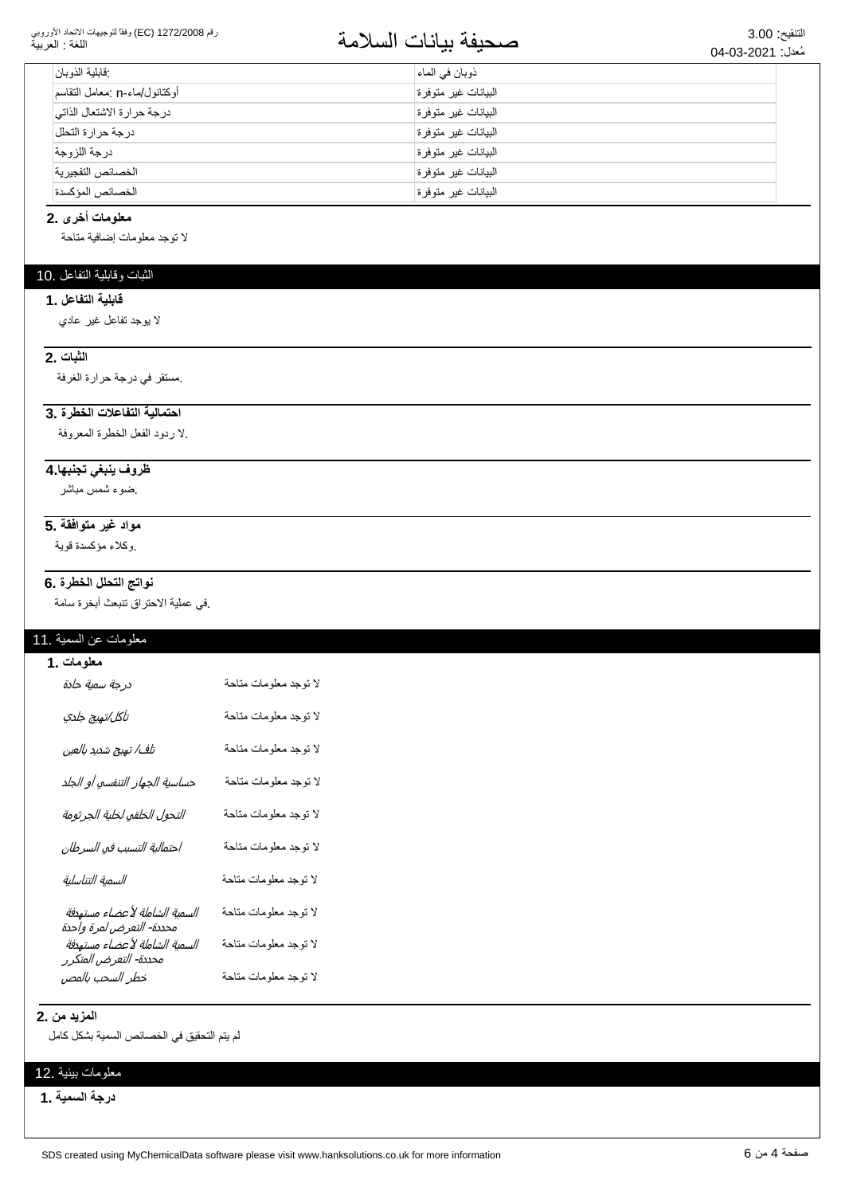| :قابلية الذوبان | ذوبان في الماء |
|---|---|
| أوكتانول/ماء-n :معامل التقاسم | البيانات غير متوفرة |
| درجة حرارة الاشتعال الذاتي | البيانات غير متوفرة |
| درجة حرارة التحلل | البيانات غير متوفرة |
| درجة اللزوجة | البيانات غير متوفرة |
| الخصائص التفجيرية | البيانات غير متوفرة |
| الخصائص المؤكسدة | البيانات غير متوفرة |

### معلومات أخرى .2

لا توجد معلومات إضافية متاحة

## الثبات وقابلية التفاعل .10

### قابلية التفاعل .1

لا يوجد تفاعل غير عادي

### الثبات .2

.مستقر في درجة حرارة الغرفة

### احتمالية التفاعلات الخطرة .3

.لا ردود الفعل الخطرة المعروفة

### ظروف ينبغي تجنبها.4

.ضوء شمس مباشر

### مواد غير متوافقة .5

.وكلاء مؤكسدة قوية

### نواتج التحلل الخطرة .6

.في عملية الاحتراق تنبعث أبخرة سامة

## معلومات عن السمية .11

### معلومات .1

| | |
|---|---|
| *درجة سمية حادة* | لا توجد معلومات متاحة |
| *تآكل/تهيج جلدي* | لا توجد معلومات متاحة |
| *تلف/ تهيج شديد بالعين* | لا توجد معلومات متاحة |
| *حساسية الجهاز التنفسي أو الجلد* | لا توجد معلومات متاحة |
| *التحول الخلقي لخلية الجرثومة* | لا توجد معلومات متاحة |
| *احتمالية التسبب في السرطان* | لا توجد معلومات متاحة |
| *السمية التناسلية* | لا توجد معلومات متاحة |
| *السمية الشاملة لأعضاء مستهدفة محددة- التعرض لمرة واحدة* | لا توجد معلومات متاحة |
| *السمية الشاملة لأعضاء مستهدفة محددة- التعرض المتكرر* | لا توجد معلومات متاحة |
| *خطر السحب بالمص* | لا توجد معلومات متاحة |

### المزيد من .2

لم يتم التحقيق في الخصائص السمية بشكل كامل

## معلومات بيئية .12

### درجة السمية .1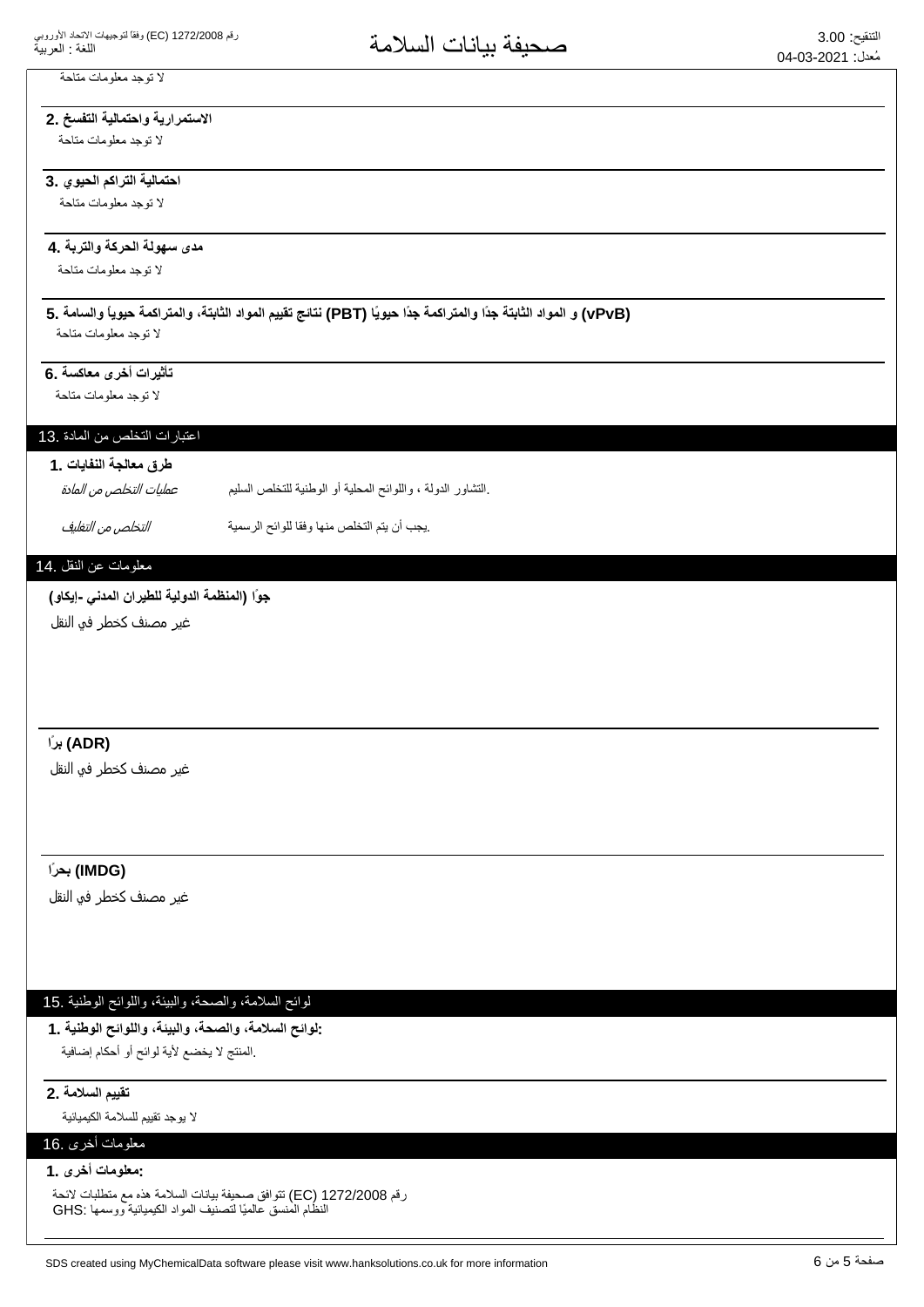لا توجد معلومات متاحة

**الاستمرارية واحتمالية التفسخ .2**

لا توجد معلومات متاحة

**احتمالية التراكم الحيوي .3**

لا توجد معلومات متاحة

**مدى سهولة الحركة والتربة .4**

لا توجد معلومات متاحة

**(vPvB) و المواد الثابتة جدًا والمتراكمة جدًا حيويًا (PBT) نتائج تقييم المواد الثابتة، والمتراكمة حيوياً والسامة .5**

لا توجد معلومات متاحة

**تأثيرات أخرى معاكسة .6**

لا توجد معلومات متاحة

## اعتبارات التخلص من المادة .13

**طرق معالجة النفايات .1**

| | |
|---|---|
| *عمليات التخلص من المادة* | .التشاور الدولة ، واللوائح المحلية أو الوطنية للتخلص السليم |
| *التخلص من التغليف* | .يجب أن يتم التخلص منها وفقا للوائح الرسمية |

## معلومات عن النقل .14

**جوًا (المنظمة الدولية للطيران المدني -إيكاو)**

غير مصنف كخطر في النقل

**(ADR) برًا**

غير مصنف كخطر في النقل

**(IMDG) بحرًا**

غير مصنف كخطر في النقل

## لوائح السلامة، والصحة، والبيئة، واللوائح الوطنية .15

**:لوائح السلامة، والصحة، والبيئة، واللوائح الوطنية .1**

.المنتج لا يخضع لأية لوائح أو أحكام إضافية

**تقييم السلامة .2**

لا يوجد تقييم للسلامة الكيميائية

## معلومات أخرى .16

**:معلومات أخرى .1**

رقم 1272/2008 (EC) تتوافق صحيفة بيانات السلامة هذه مع متطلبات لائحة
النظام المنسق عالميًا لتصنيف المواد الكيميائية ووسمها :GHS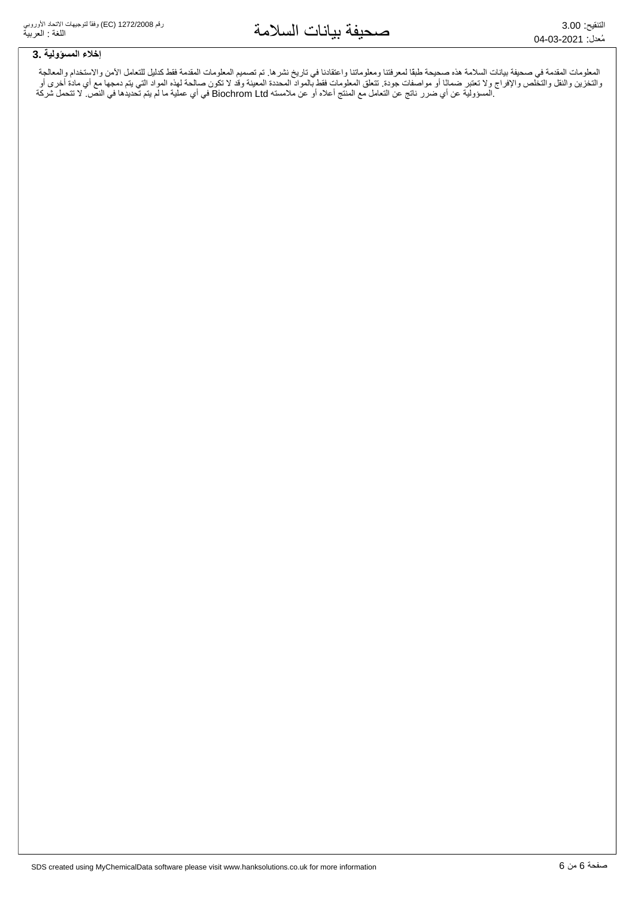## 3. إخلاء المسؤولية

المعلومات المقدمة في صحيفة بيانات السلامة هذه صحيحة طبقا لمعرفتنا ومعلوماتنا واعتقادنا في تاريخ نشرها. تم تصميم المعلومات المقدمة فقط كدليل للتعامل الآمن والاستخدام والمعالجة والتخزين والنقل والتخلص والإفراج ولا تعتبر ضمانًا أو مواصفات جودة. تتعلق المعلومات فقط بالمواد المحددة المعينة وقد لا تكون صالحة لهذه المواد التي يتم دمجها مع أي مادة أخرى أو في أي عملية ما لم يتم تحديدها في النص. لا تتحمل شركة Biochrom Ltd المسؤولية عن أي ضرر ناتج عن التعامل مع المنتج أعلاه أو عن ملامسته.